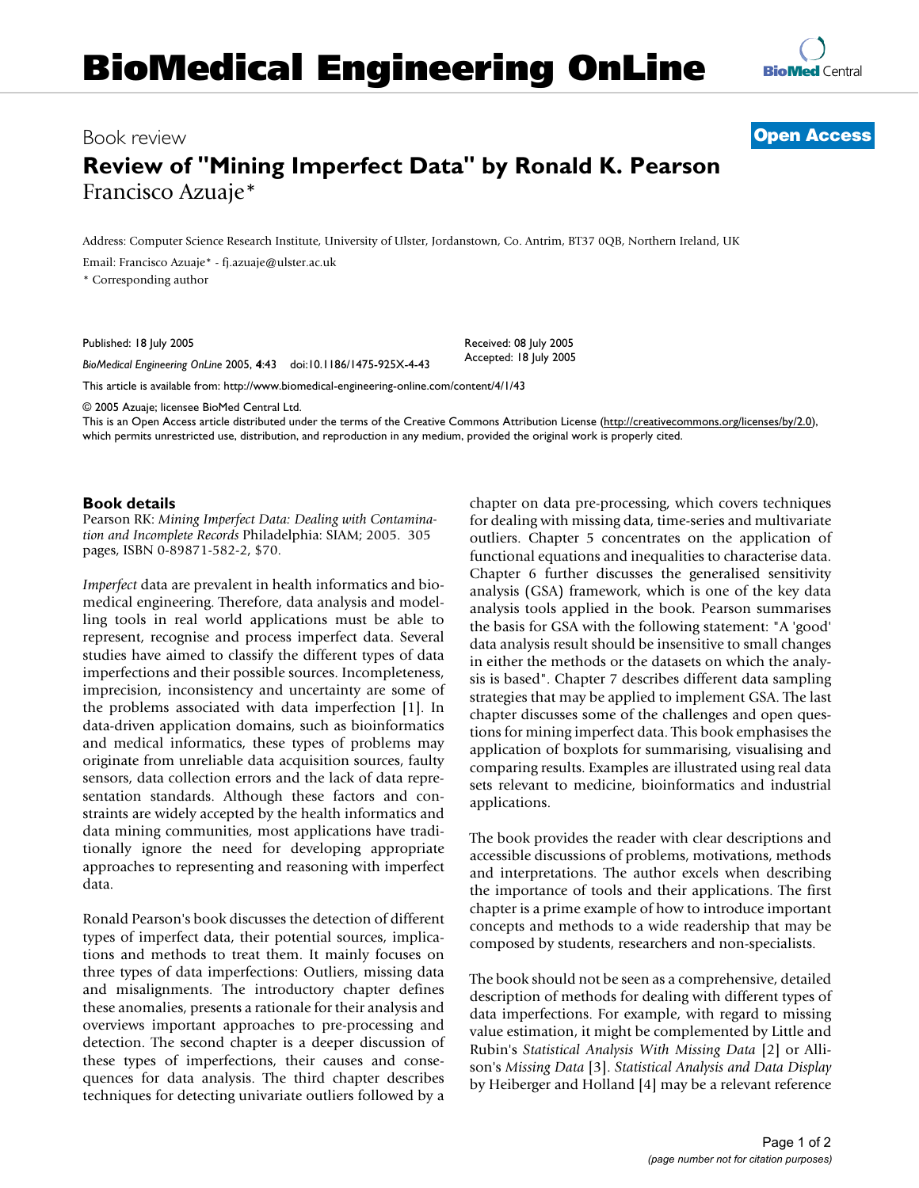# BioMedical Engineering OnLine

Book review **Open Access**

## Review of "Mining Imperfect Data" by Ronald K. Pearson

Francisco Azuaje*

Address: Computer Science Research Institute, University of Ulster, Jordanstown, Co. Antrim, BT37 0QB, Northern Ireland, UK

Email: Francisco Azuaje* - fj.azuaje@ulster.ac.uk

\* Corresponding author

Published: 18 July 2005

*BioMedical Engineering OnLine* 2005, **4**:43 doi:10.1186/1475-925X-4-43

Received: 08 July 2005
Accepted: 18 July 2005

This article is available from: http://www.biomedical-engineering-online.com/content/4/1/43

© 2005 Azuaje; licensee BioMed Central Ltd.

This is an Open Access article distributed under the terms of the Creative Commons Attribution License (http://creativecommons.org/licenses/by/2.0), which permits unrestricted use, distribution, and reproduction in any medium, provided the original work is properly cited.

### Book details

Pearson RK: *Mining Imperfect Data: Dealing with Contamination and Incomplete Records* Philadelphia: SIAM; 2005. 305 pages, ISBN 0-89871-582-2, $70.

*Imperfect* data are prevalent in health informatics and biomedical engineering. Therefore, data analysis and modelling tools in real world applications must be able to represent, recognise and process imperfect data. Several studies have aimed to classify the different types of data imperfections and their possible sources. Incompleteness, imprecision, inconsistency and uncertainty are some of the problems associated with data imperfection [1]. In data-driven application domains, such as bioinformatics and medical informatics, these types of problems may originate from unreliable data acquisition sources, faulty sensors, data collection errors and the lack of data representation standards. Although these factors and constraints are widely accepted by the health informatics and data mining communities, most applications have traditionally ignore the need for developing appropriate approaches to representing and reasoning with imperfect data.

Ronald Pearson's book discusses the detection of different types of imperfect data, their potential sources, implications and methods to treat them. It mainly focuses on three types of data imperfections: Outliers, missing data and misalignments. The introductory chapter defines these anomalies, presents a rationale for their analysis and overviews important approaches to pre-processing and detection. The second chapter is a deeper discussion of these types of imperfections, their causes and consequences for data analysis. The third chapter describes techniques for detecting univariate outliers followed by a chapter on data pre-processing, which covers techniques for dealing with missing data, time-series and multivariate outliers. Chapter 5 concentrates on the application of functional equations and inequalities to characterise data. Chapter 6 further discusses the generalised sensitivity analysis (GSA) framework, which is one of the key data analysis tools applied in the book. Pearson summarises the basis for GSA with the following statement: "A 'good' data analysis result should be insensitive to small changes in either the methods or the datasets on which the analysis is based". Chapter 7 describes different data sampling strategies that may be applied to implement GSA. The last chapter discusses some of the challenges and open questions for mining imperfect data. This book emphasises the application of boxplots for summarising, visualising and comparing results. Examples are illustrated using real data sets relevant to medicine, bioinformatics and industrial applications.

The book provides the reader with clear descriptions and accessible discussions of problems, motivations, methods and interpretations. The author excels when describing the importance of tools and their applications. The first chapter is a prime example of how to introduce important concepts and methods to a wide readership that may be composed by students, researchers and non-specialists.

The book should not be seen as a comprehensive, detailed description of methods for dealing with different types of data imperfections. For example, with regard to missing value estimation, it might be complemented by Little and Rubin's *Statistical Analysis With Missing Data* [2] or Allison's *Missing Data* [3]. *Statistical Analysis and Data Display* by Heiberger and Holland [4] may be a relevant reference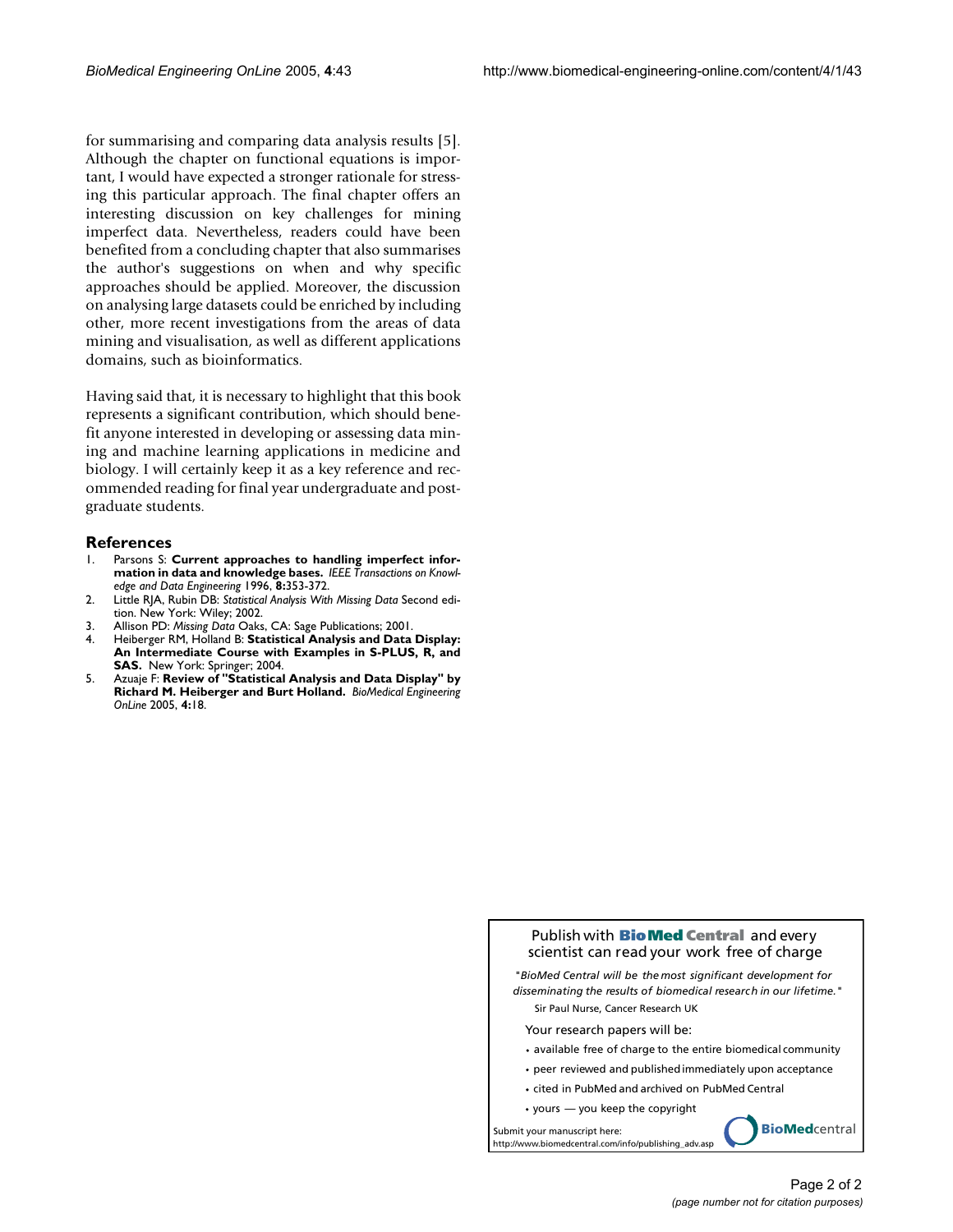for summarising and comparing data analysis results [5]. Although the chapter on functional equations is important, I would have expected a stronger rationale for stressing this particular approach. The final chapter offers an interesting discussion on key challenges for mining imperfect data. Nevertheless, readers could have been benefited from a concluding chapter that also summarises the author's suggestions on when and why specific approaches should be applied. Moreover, the discussion on analysing large datasets could be enriched by including other, more recent investigations from the areas of data mining and visualisation, as well as different applications domains, such as bioinformatics.

Having said that, it is necessary to highlight that this book represents a significant contribution, which should benefit anyone interested in developing or assessing data mining and machine learning applications in medicine and biology. I will certainly keep it as a key reference and recommended reading for final year undergraduate and postgraduate students.

## References

1. Parsons S: **Current approaches to handling imperfect information in data and knowledge bases.** *IEEE Transactions on Knowledge and Data Engineering* 1996, **8:**353-372.
2. Little RJA, Rubin DB: *Statistical Analysis With Missing Data* Second edition. New York: Wiley; 2002.
3. Allison PD: *Missing Data* Oaks, CA: Sage Publications; 2001.
4. Heiberger RM, Holland B: **Statistical Analysis and Data Display: An Intermediate Course with Examples in S-PLUS, R, and SAS.** New York: Springer; 2004.
5. Azuaje F: **Review of "Statistical Analysis and Data Display" by Richard M. Heiberger and Burt Holland.** *BioMedical Engineering OnLine* 2005, **4:**18.

Publish with **BioMed Central** and every scientist can read your work free of charge

*"BioMed Central will be the most significant development for disseminating the results of biomedical research in our lifetime."*

Sir Paul Nurse, Cancer Research UK

Your research papers will be:

- available free of charge to the entire biomedical community
- peer reviewed and published immediately upon acceptance
- cited in PubMed and archived on PubMed Central
- yours — you keep the copyright

Submit your manuscript here:
http://www.biomedcentral.com/info/publishing_adv.asp

**BioMed**central